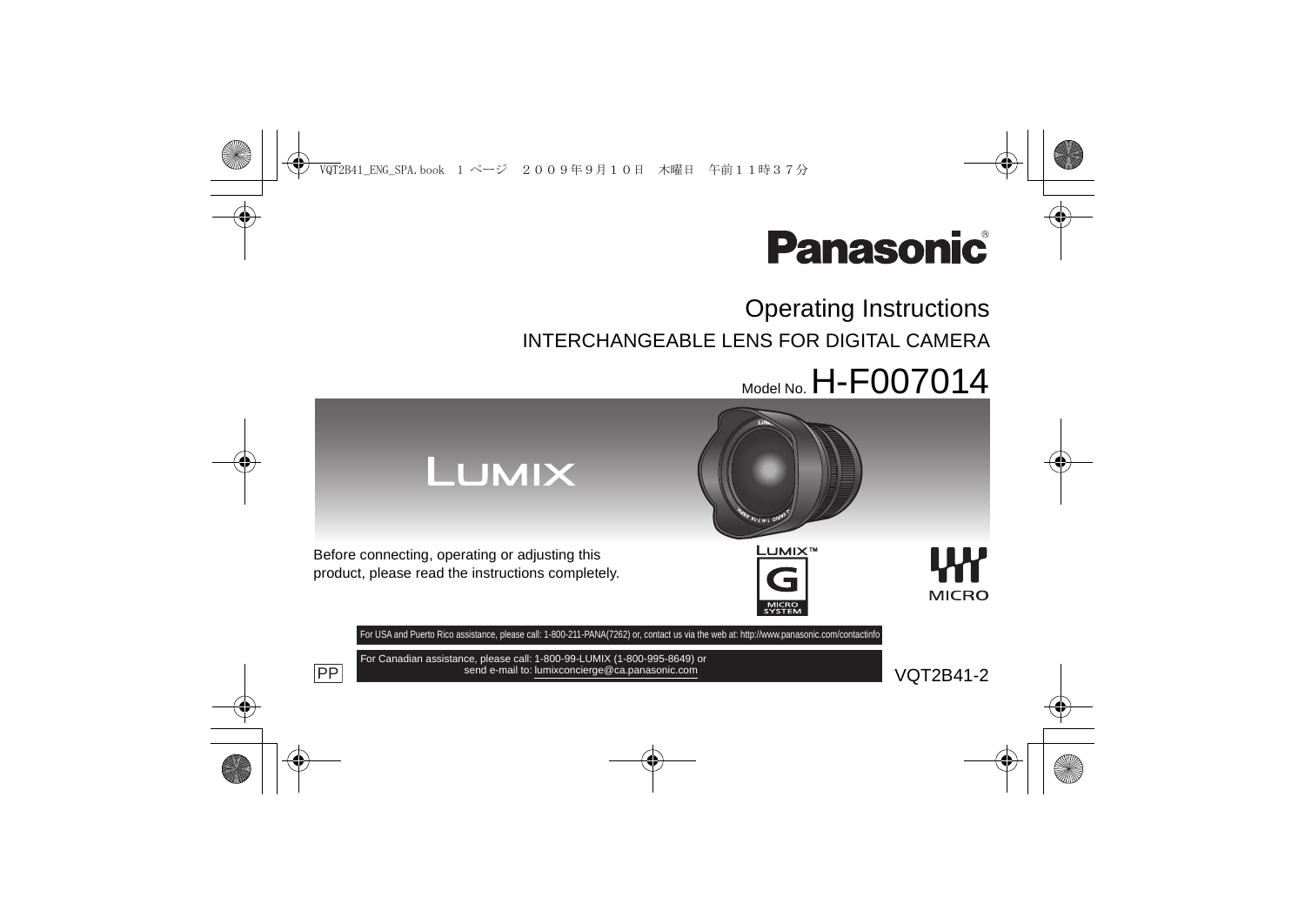Panasonic®

# Operating Instructions

## INTERCHANGEABLE LENS FOR DIGITAL CAMERA

Model No. H-F007014

LUMIX

Before connecting, operating or adjusting this product, please read the instructions completely.

For USA and Puerto Rico assistance, please call: 1-800-211-PANA(7262) or, contact us via the web at: http://www.panasonic.com/contactinfo

For Canadian assistance, please call: 1-800-99-LUMIX (1-800-995-8649) or send e-mail to: lumixconcierge@ca.panasonic.com

PP

VQT2B41-2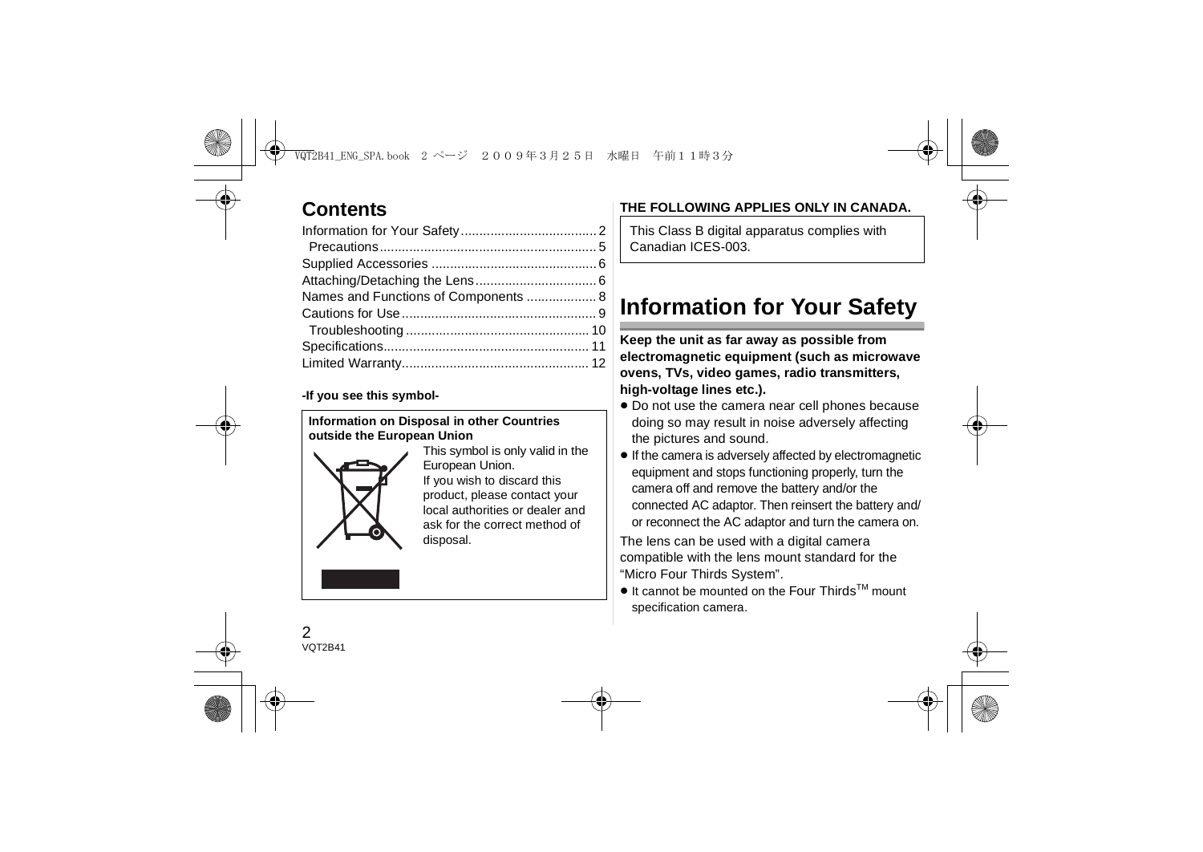## Contents

Information for Your Safety .................................... 2
  Precautions .......................................................... 5
Supplied Accessories ............................................. 6
Attaching/Detaching the Lens ................................ 6
Names and Functions of Components .................. 8
Cautions for Use .................................................... 9
  Troubleshooting .................................................. 10
Specifications ....................................................... 11
Limited Warranty ................................................... 12

**-If you see this symbol-**

**Information on Disposal in other Countries outside the European Union**

This symbol is only valid in the European Union.
If you wish to discard this product, please contact your local authorities or dealer and ask for the correct method of disposal.

**THE FOLLOWING APPLIES ONLY IN CANADA.**

This Class B digital apparatus complies with Canadian ICES-003.

# Information for Your Safety

**Keep the unit as far away as possible from electromagnetic equipment (such as microwave ovens, TVs, video games, radio transmitters, high-voltage lines etc.).**

- Do not use the camera near cell phones because doing so may result in noise adversely affecting the pictures and sound.
- If the camera is adversely affected by electromagnetic equipment and stops functioning properly, turn the camera off and remove the battery and/or the connected AC adaptor. Then reinsert the battery and/or reconnect the AC adaptor and turn the camera on.

The lens can be used with a digital camera compatible with the lens mount standard for the "Micro Four Thirds System".

- It cannot be mounted on the Four Thirds™ mount specification camera.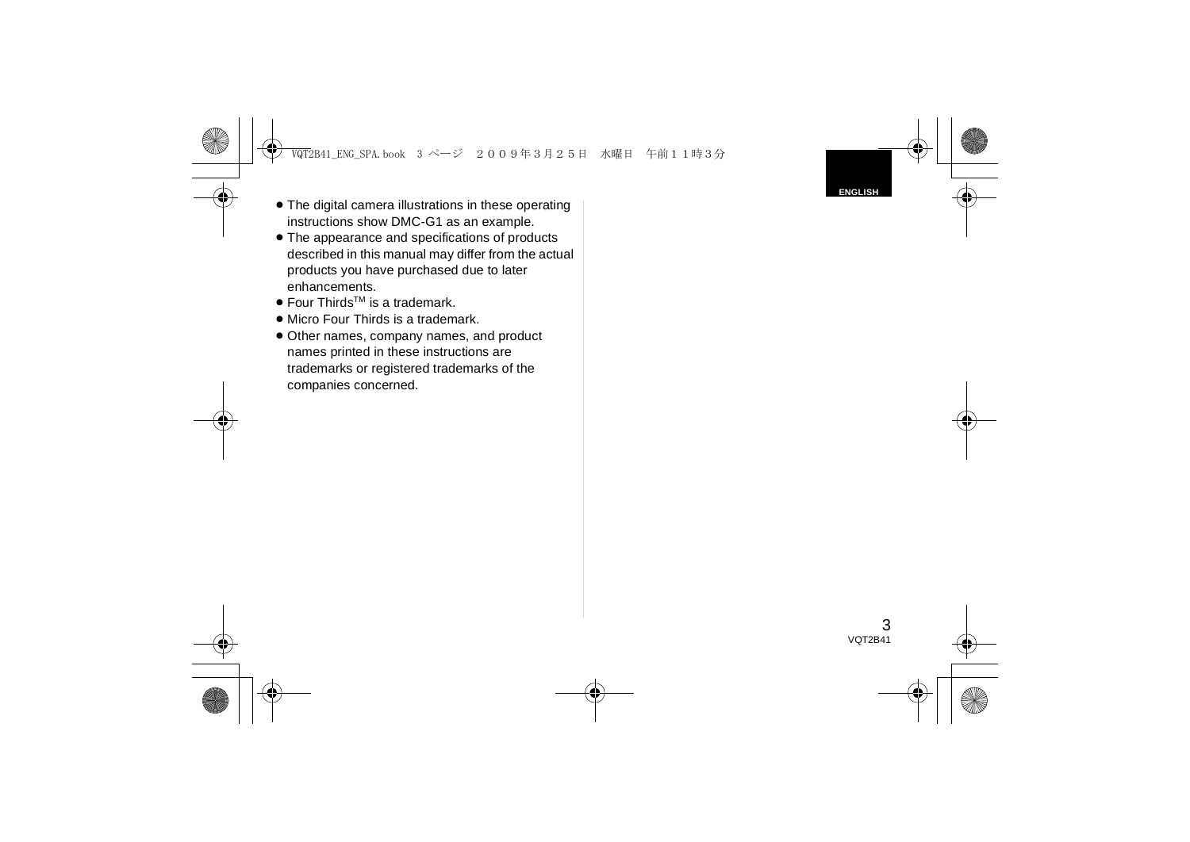- The digital camera illustrations in these operating instructions show DMC-G1 as an example.
- The appearance and specifications of products described in this manual may differ from the actual products you have purchased due to later enhancements.
- Four Thirds™ is a trademark.
- Micro Four Thirds is a trademark.
- Other names, company names, and product names printed in these instructions are trademarks or registered trademarks of the companies concerned.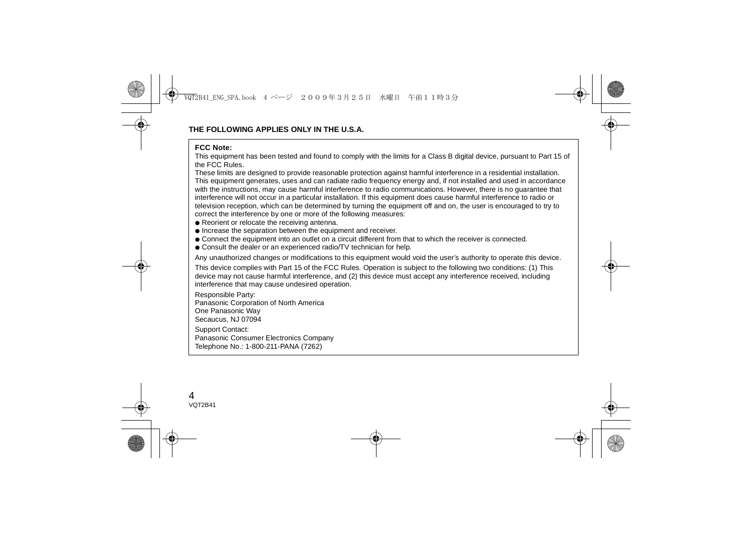**THE FOLLOWING APPLIES ONLY IN THE U.S.A.**

**FCC Note:**

This equipment has been tested and found to comply with the limits for a Class B digital device, pursuant to Part 15 of the FCC Rules.

These limits are designed to provide reasonable protection against harmful interference in a residential installation. This equipment generates, uses and can radiate radio frequency energy and, if not installed and used in accordance with the instructions, may cause harmful interference to radio communications. However, there is no guarantee that interference will not occur in a particular installation. If this equipment does cause harmful interference to radio or television reception, which can be determined by turning the equipment off and on, the user is encouraged to try to correct the interference by one or more of the following measures:

- Reorient or relocate the receiving antenna.
- Increase the separation between the equipment and receiver.
- Connect the equipment into an outlet on a circuit different from that to which the receiver is connected.
- Consult the dealer or an experienced radio/TV technician for help.

Any unauthorized changes or modifications to this equipment would void the user's authority to operate this device.

This device complies with Part 15 of the FCC Rules. Operation is subject to the following two conditions: (1) This device may not cause harmful interference, and (2) this device must accept any interference received, including interference that may cause undesired operation.

Responsible Party:
Panasonic Corporation of North America
One Panasonic Way
Secaucus, NJ 07094

Support Contact:
Panasonic Consumer Electronics Company
Telephone No.: 1-800-211-PANA (7262)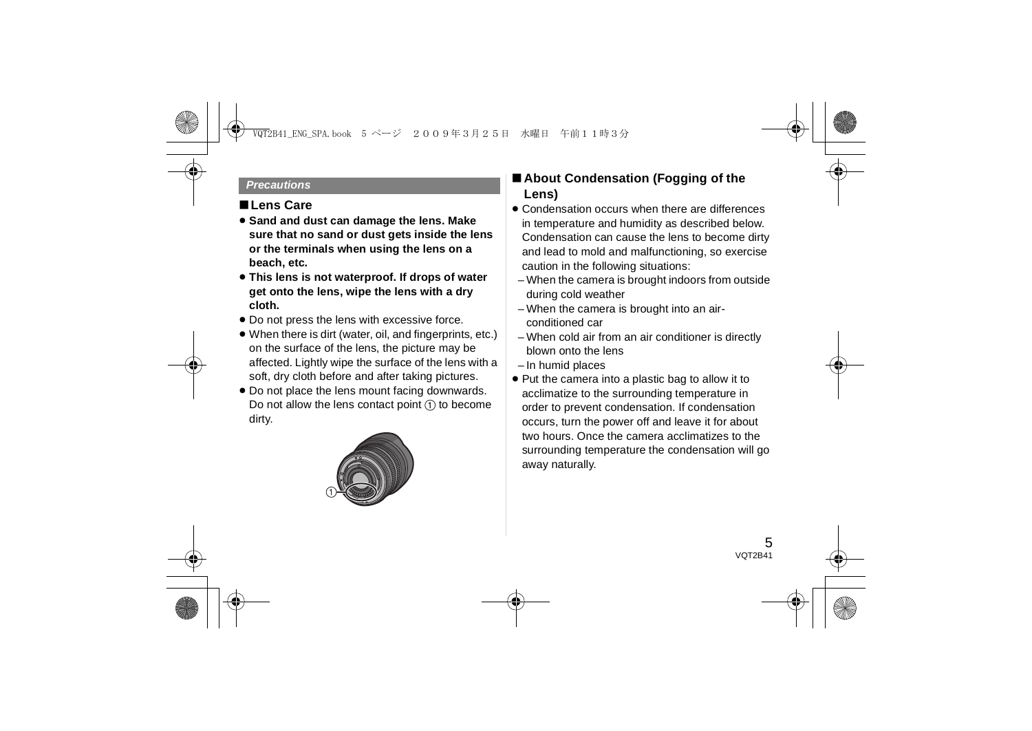## Precautions

### ■Lens Care

- **Sand and dust can damage the lens. Make sure that no sand or dust gets inside the lens or the terminals when using the lens on a beach, etc.**
- **This lens is not waterproof. If drops of water get onto the lens, wipe the lens with a dry cloth.**
- Do not press the lens with excessive force.
- When there is dirt (water, oil, and fingerprints, etc.) on the surface of the lens, the picture may be affected. Lightly wipe the surface of the lens with a soft, dry cloth before and after taking pictures.
- Do not place the lens mount facing downwards. Do not allow the lens contact point ① to become dirty.

①

### ■About Condensation (Fogging of the Lens)

- Condensation occurs when there are differences in temperature and humidity as described below. Condensation can cause the lens to become dirty and lead to mold and malfunctioning, so exercise caution in the following situations:
  - When the camera is brought indoors from outside during cold weather
  - When the camera is brought into an air-conditioned car
  - When cold air from an air conditioner is directly blown onto the lens
  - In humid places
- Put the camera into a plastic bag to allow it to acclimatize to the surrounding temperature in order to prevent condensation. If condensation occurs, turn the power off and leave it for about two hours. Once the camera acclimatizes to the surrounding temperature the condensation will go away naturally.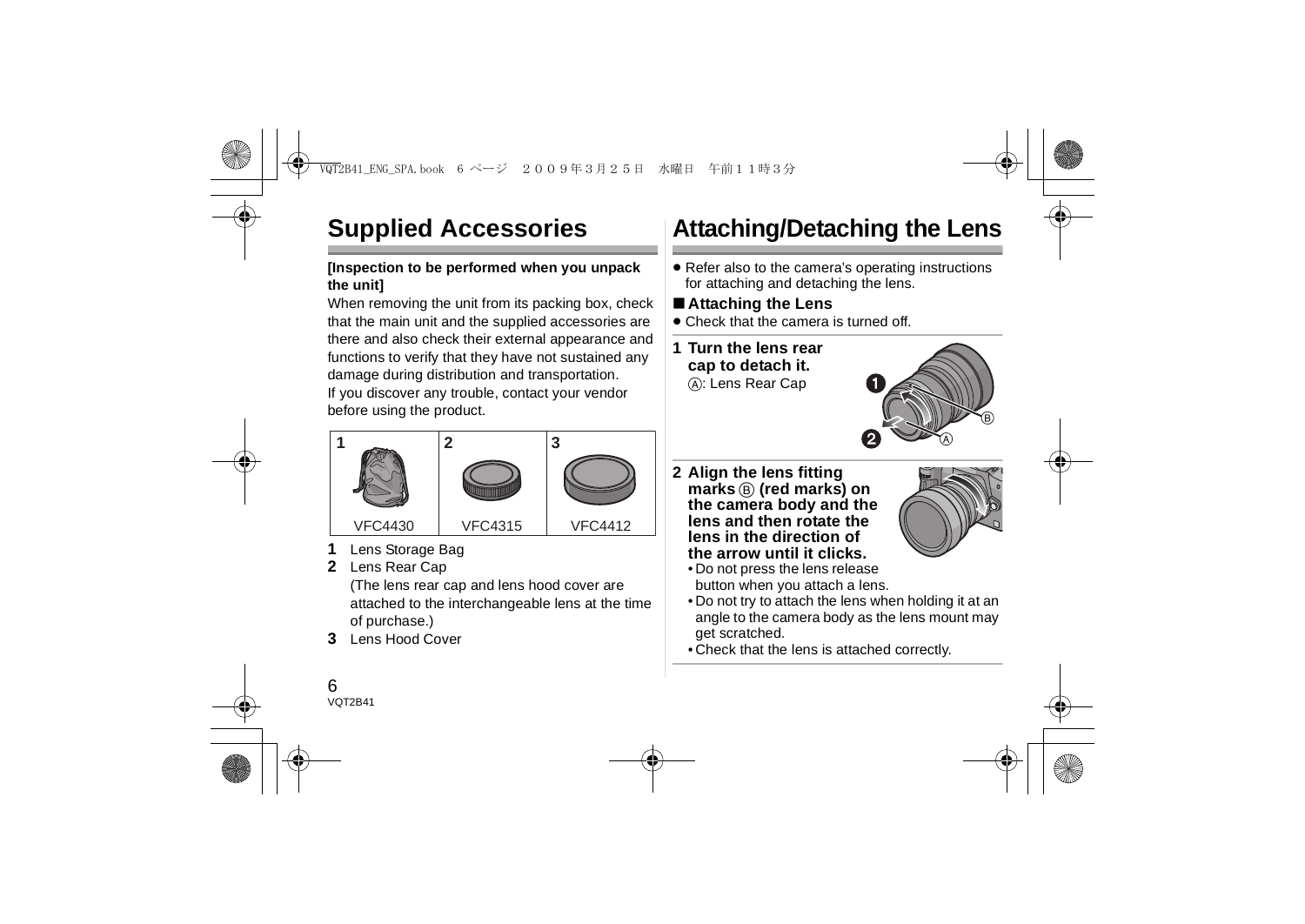# Supplied Accessories

**[Inspection to be performed when you unpack the unit]**

When removing the unit from its packing box, check that the main unit and the supplied accessories are there and also check their external appearance and functions to verify that they have not sustained any damage during distribution and transportation.
If you discover any trouble, contact your vendor before using the product.

| 1 | 2 | 3 |
|---|---|---|
| VFC4430 | VFC4315 | VFC4412 |

**1** Lens Storage Bag

**2** Lens Rear Cap
(The lens rear cap and lens hood cover are attached to the interchangeable lens at the time of purchase.)

**3** Lens Hood Cover

# Attaching/Detaching the Lens

- Refer also to the camera's operating instructions for attaching and detaching the lens.

## ■ Attaching the Lens

- Check that the camera is turned off.

**1 Turn the lens rear cap to detach it.**
Ⓐ: Lens Rear Cap

**2 Align the lens fitting marks Ⓑ (red marks) on the camera body and the lens and then rotate the lens in the direction of the arrow until it clicks.**

- Do not press the lens release button when you attach a lens.
- Do not try to attach the lens when holding it at an angle to the camera body as the lens mount may get scratched.
- Check that the lens is attached correctly.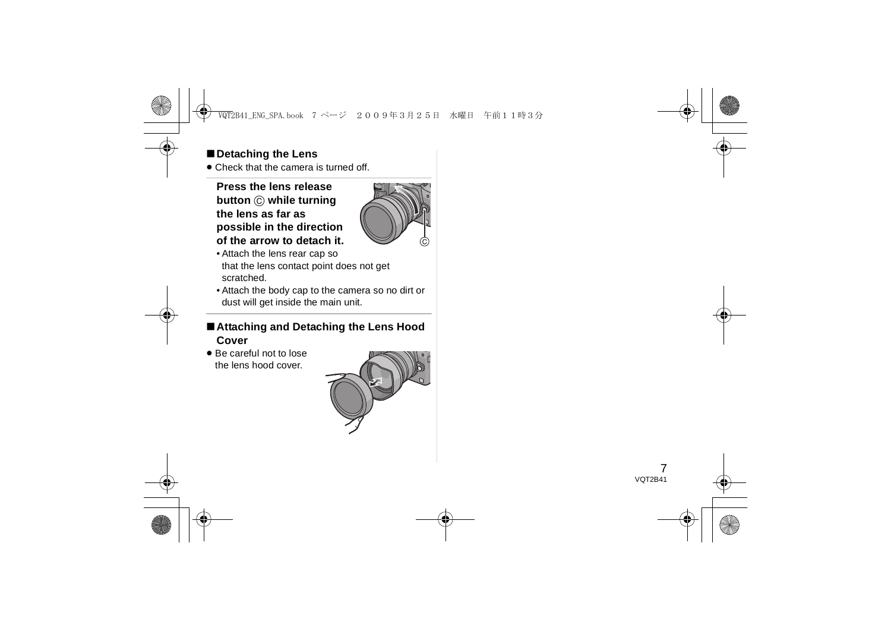## ■ Detaching the Lens

- Check that the camera is turned off.

**Press the lens release button Ⓒ while turning the lens as far as possible in the direction of the arrow to detach it.**

- Attach the lens rear cap so that the lens contact point does not get scratched.
- Attach the body cap to the camera so no dirt or dust will get inside the main unit.

## ■ Attaching and Detaching the Lens Hood Cover

- Be careful not to lose the lens hood cover.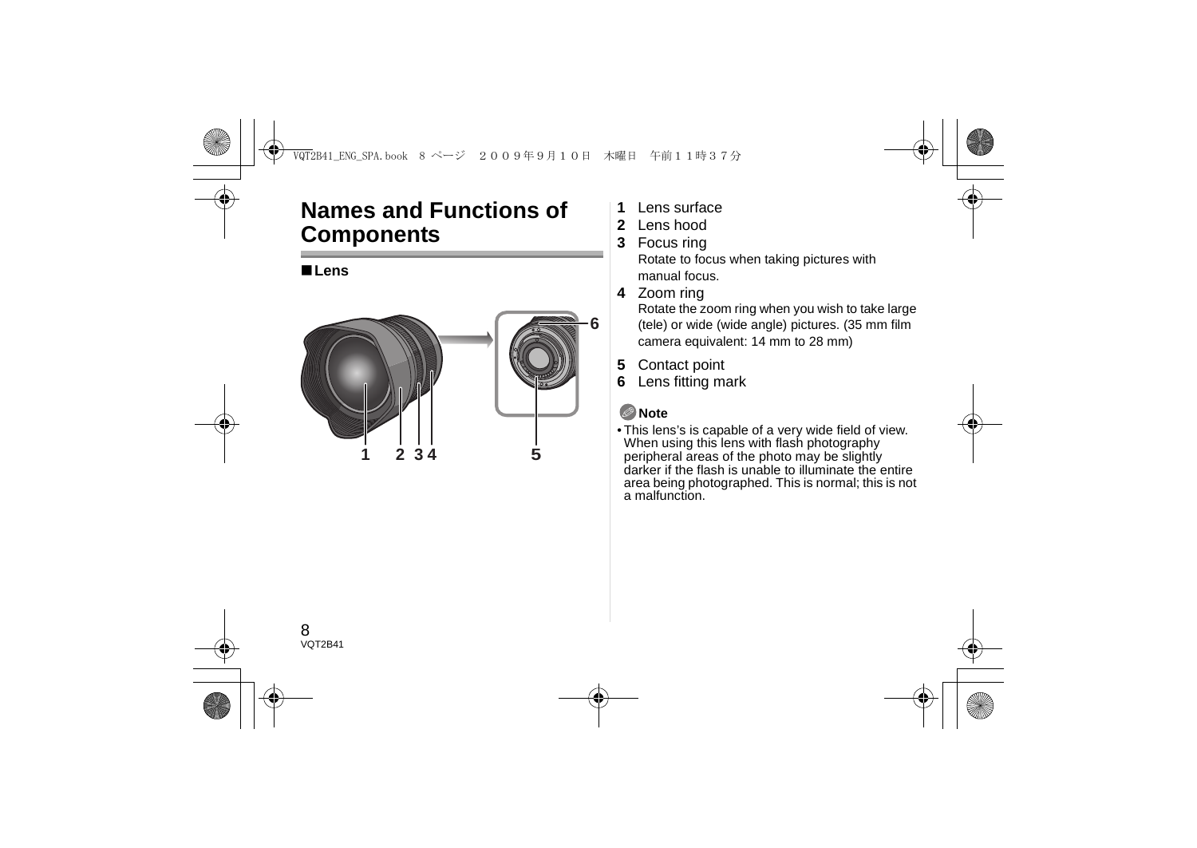# Names and Functions of Components

## ■Lens

1 Lens surface
2 Lens hood
3 Focus ring
   Rotate to focus when taking pictures with manual focus.
4 Zoom ring
   Rotate the zoom ring when you wish to take large (tele) or wide (wide angle) pictures. (35 mm film camera equivalent: 14 mm to 28 mm)
5 Contact point
6 Lens fitting mark

**Note**

- This lens's is capable of a very wide field of view. When using this lens with flash photography peripheral areas of the photo may be slightly darker if the flash is unable to illuminate the entire area being photographed. This is normal; this is not a malfunction.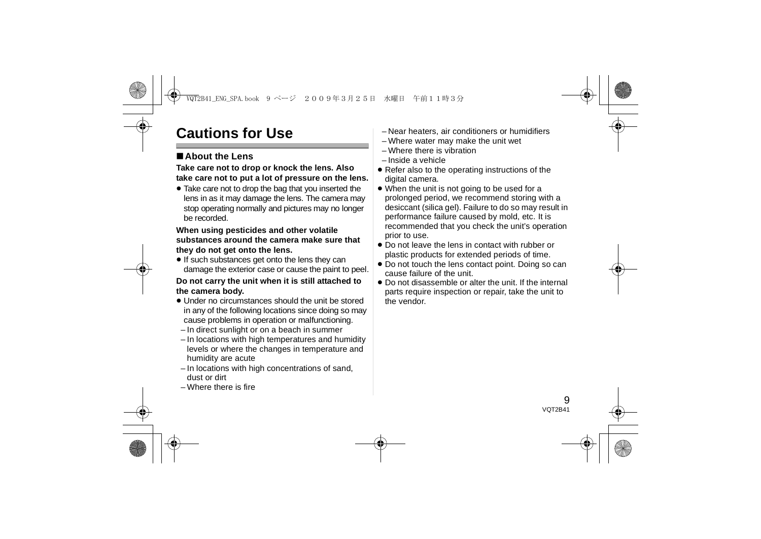# Cautions for Use

## ■ About the Lens

**Take care not to drop or knock the lens. Also take care not to put a lot of pressure on the lens.**

- Take care not to drop the bag that you inserted the lens in as it may damage the lens. The camera may stop operating normally and pictures may no longer be recorded.

**When using pesticides and other volatile substances around the camera make sure that they do not get onto the lens.**

- If such substances get onto the lens they can damage the exterior case or cause the paint to peel.

**Do not carry the unit when it is still attached to the camera body.**

- Under no circumstances should the unit be stored in any of the following locations since doing so may cause problems in operation or malfunctioning.
  - In direct sunlight or on a beach in summer
  - In locations with high temperatures and humidity levels or where the changes in temperature and humidity are acute
  - In locations with high concentrations of sand, dust or dirt
  - Where there is fire
  - Near heaters, air conditioners or humidifiers
  - Where water may make the unit wet
  - Where there is vibration
  - Inside a vehicle
- Refer also to the operating instructions of the digital camera.
- When the unit is not going to be used for a prolonged period, we recommend storing with a desiccant (silica gel). Failure to do so may result in performance failure caused by mold, etc. It is recommended that you check the unit's operation prior to use.
- Do not leave the lens in contact with rubber or plastic products for extended periods of time.
- Do not touch the lens contact point. Doing so can cause failure of the unit.
- Do not disassemble or alter the unit. If the internal parts require inspection or repair, take the unit to the vendor.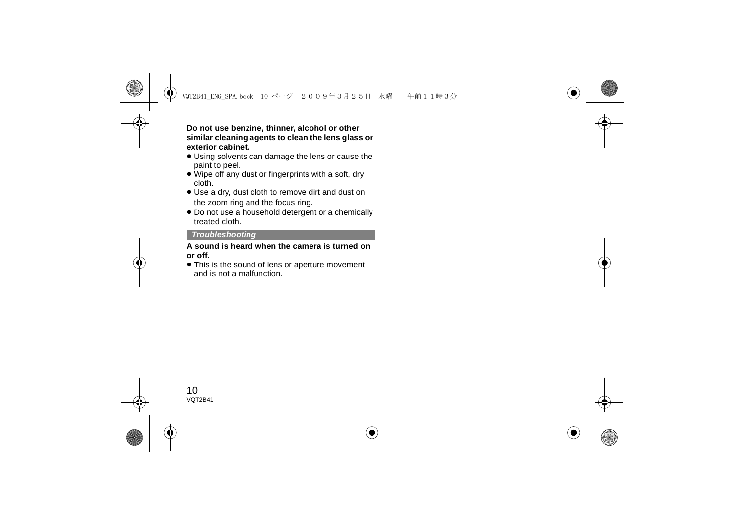**Do not use benzine, thinner, alcohol or other similar cleaning agents to clean the lens glass or exterior cabinet.**

- Using solvents can damage the lens or cause the paint to peel.
- Wipe off any dust or fingerprints with a soft, dry cloth.
- Use a dry, dust cloth to remove dirt and dust on the zoom ring and the focus ring.
- Do not use a household detergent or a chemically treated cloth.

## *Troubleshooting*

**A sound is heard when the camera is turned on or off.**

- This is the sound of lens or aperture movement and is not a malfunction.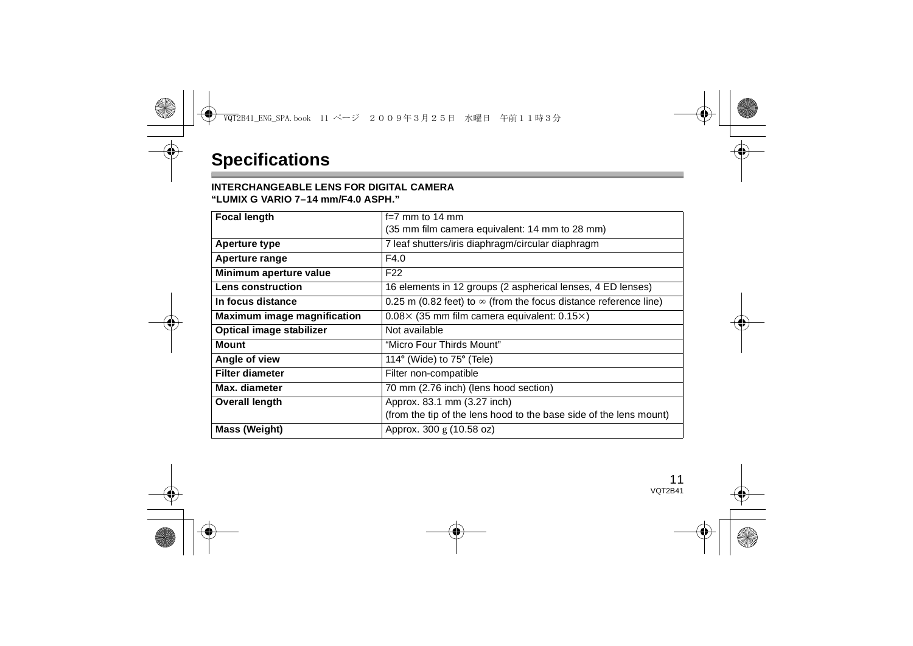# Specifications

**INTERCHANGEABLE LENS FOR DIGITAL CAMERA**
**"LUMIX G VARIO 7–14 mm/F4.0 ASPH."**

| | |
|---|---|
| **Focal length** | f=7 mm to 14 mm<br>(35 mm film camera equivalent: 14 mm to 28 mm) |
| **Aperture type** | 7 leaf shutters/iris diaphragm/circular diaphragm |
| **Aperture range** | F4.0 |
| **Minimum aperture value** | F22 |
| **Lens construction** | 16 elements in 12 groups (2 aspherical lenses, 4 ED lenses) |
| **In focus distance** | 0.25 m (0.82 feet) to ∞ (from the focus distance reference line) |
| **Maximum image magnification** | 0.08× (35 mm film camera equivalent: 0.15×) |
| **Optical image stabilizer** | Not available |
| **Mount** | "Micro Four Thirds Mount" |
| **Angle of view** | 114° (Wide) to 75° (Tele) |
| **Filter diameter** | Filter non-compatible |
| **Max. diameter** | 70 mm (2.76 inch) (lens hood section) |
| **Overall length** | Approx. 83.1 mm (3.27 inch)<br>(from the tip of the lens hood to the base side of the lens mount) |
| **Mass (Weight)** | Approx. 300 g (10.58 oz) |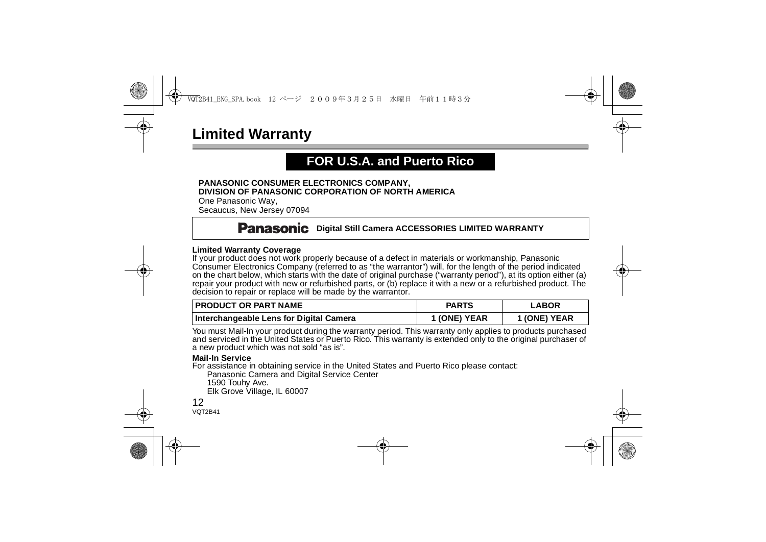# Limited Warranty

## FOR U.S.A. and Puerto Rico

**PANASONIC CONSUMER ELECTRONICS COMPANY,**
**DIVISION OF PANASONIC CORPORATION OF NORTH AMERICA**
One Panasonic Way,
Secaucus, New Jersey 07094

**Panasonic Digital Still Camera ACCESSORIES LIMITED WARRANTY**

**Limited Warranty Coverage**
If your product does not work properly because of a defect in materials or workmanship, Panasonic Consumer Electronics Company (referred to as "the warrantor") will, for the length of the period indicated on the chart below, which starts with the date of original purchase ("warranty period"), at its option either (a) repair your product with new or refurbished parts, or (b) replace it with a new or a refurbished product. The decision to repair or replace will be made by the warrantor.

| PRODUCT OR PART NAME | PARTS | LABOR |
|---|---|---|
| Interchangeable Lens for Digital Camera | 1 (ONE) YEAR | 1 (ONE) YEAR |

You must Mail-In your product during the warranty period. This warranty only applies to products purchased and serviced in the United States or Puerto Rico. This warranty is extended only to the original purchaser of a new product which was not sold "as is".

**Mail-In Service**
For assistance in obtaining service in the United States and Puerto Rico please contact:

Panasonic Camera and Digital Service Center
1590 Touhy Ave.
Elk Grove Village, IL 60007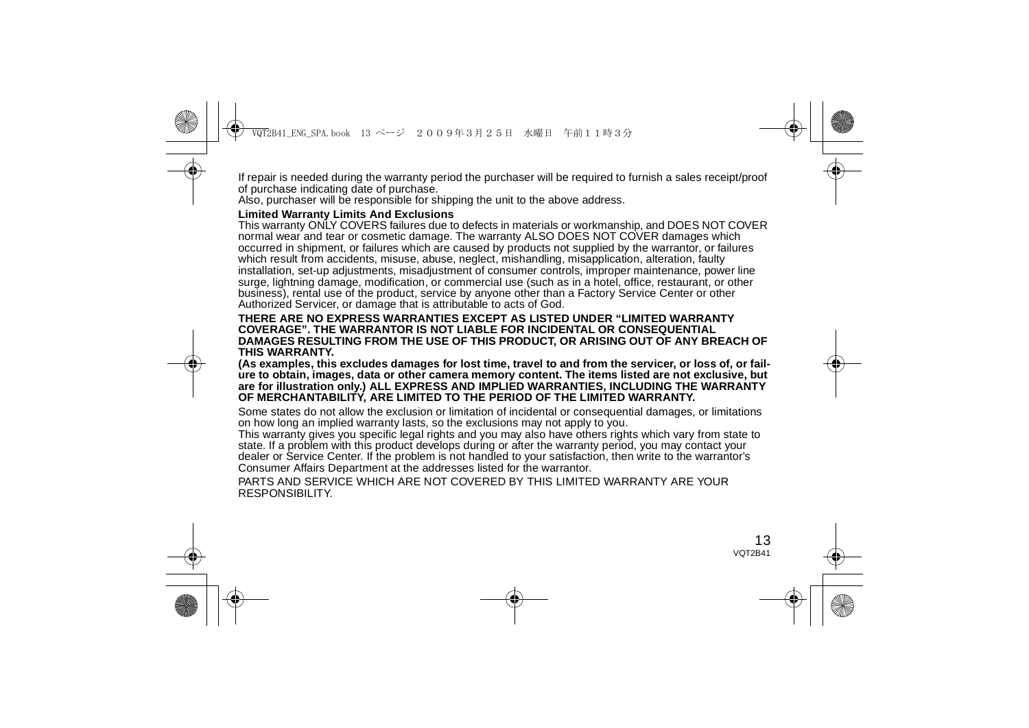If repair is needed during the warranty period the purchaser will be required to furnish a sales receipt/proof of purchase indicating date of purchase.
Also, purchaser will be responsible for shipping the unit to the above address.

**Limited Warranty Limits And Exclusions**

This warranty ONLY COVERS failures due to defects in materials or workmanship, and DOES NOT COVER normal wear and tear or cosmetic damage. The warranty ALSO DOES NOT COVER damages which occurred in shipment, or failures which are caused by products not supplied by the warrantor, or failures which result from accidents, misuse, abuse, neglect, mishandling, misapplication, alteration, faulty installation, set-up adjustments, misadjustment of consumer controls, improper maintenance, power line surge, lightning damage, modification, or commercial use (such as in a hotel, office, restaurant, or other business), rental use of the product, service by anyone other than a Factory Service Center or other Authorized Servicer, or damage that is attributable to acts of God.

**THERE ARE NO EXPRESS WARRANTIES EXCEPT AS LISTED UNDER "LIMITED WARRANTY COVERAGE". THE WARRANTOR IS NOT LIABLE FOR INCIDENTAL OR CONSEQUENTIAL DAMAGES RESULTING FROM THE USE OF THIS PRODUCT, OR ARISING OUT OF ANY BREACH OF THIS WARRANTY.**

**(As examples, this excludes damages for lost time, travel to and from the servicer, or loss of, or failure to obtain, images, data or other camera memory content. The items listed are not exclusive, but are for illustration only.) ALL EXPRESS AND IMPLIED WARRANTIES, INCLUDING THE WARRANTY OF MERCHANTABILITY, ARE LIMITED TO THE PERIOD OF THE LIMITED WARRANTY.**

Some states do not allow the exclusion or limitation of incidental or consequential damages, or limitations on how long an implied warranty lasts, so the exclusions may not apply to you.
This warranty gives you specific legal rights and you may also have others rights which vary from state to state. If a problem with this product develops during or after the warranty period, you may contact your dealer or Service Center. If the problem is not handled to your satisfaction, then write to the warrantor's Consumer Affairs Department at the addresses listed for the warrantor.

PARTS AND SERVICE WHICH ARE NOT COVERED BY THIS LIMITED WARRANTY ARE YOUR RESPONSIBILITY.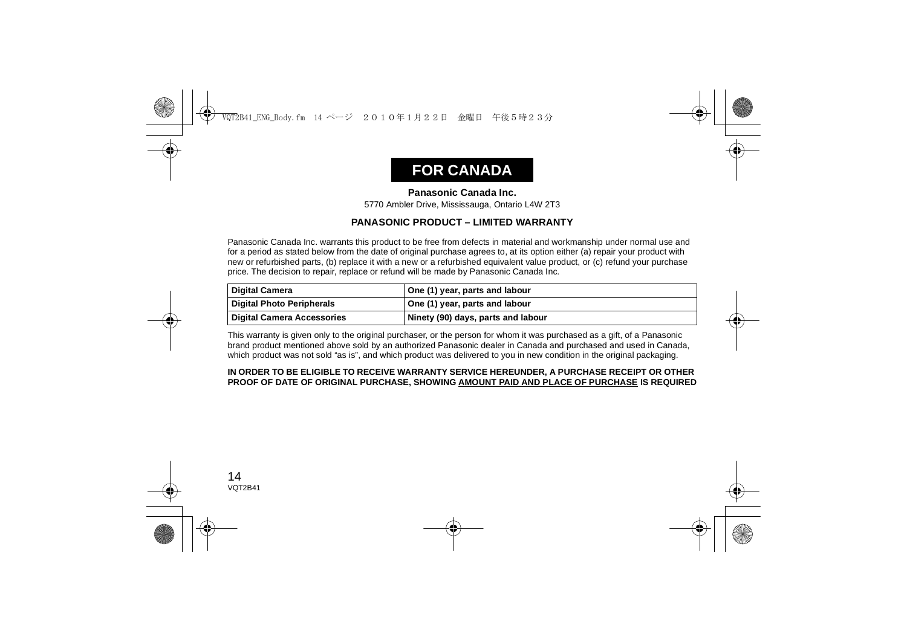# FOR CANADA

**Panasonic Canada Inc.**

5770 Ambler Drive, Mississauga, Ontario L4W 2T3

**PANASONIC PRODUCT – LIMITED WARRANTY**

Panasonic Canada Inc. warrants this product to be free from defects in material and workmanship under normal use and for a period as stated below from the date of original purchase agrees to, at its option either (a) repair your product with new or refurbished parts, (b) replace it with a new or a refurbished equivalent value product, or (c) refund your purchase price. The decision to repair, replace or refund will be made by Panasonic Canada Inc.

| Digital Camera | One (1) year, parts and labour |
|---|---|
| Digital Photo Peripherals | One (1) year, parts and labour |
| Digital Camera Accessories | Ninety (90) days, parts and labour |

This warranty is given only to the original purchaser, or the person for whom it was purchased as a gift, of a Panasonic brand product mentioned above sold by an authorized Panasonic dealer in Canada and purchased and used in Canada, which product was not sold "as is", and which product was delivered to you in new condition in the original packaging.

**IN ORDER TO BE ELIGIBLE TO RECEIVE WARRANTY SERVICE HEREUNDER, A PURCHASE RECEIPT OR OTHER PROOF OF DATE OF ORIGINAL PURCHASE, SHOWING AMOUNT PAID AND PLACE OF PURCHASE IS REQUIRED**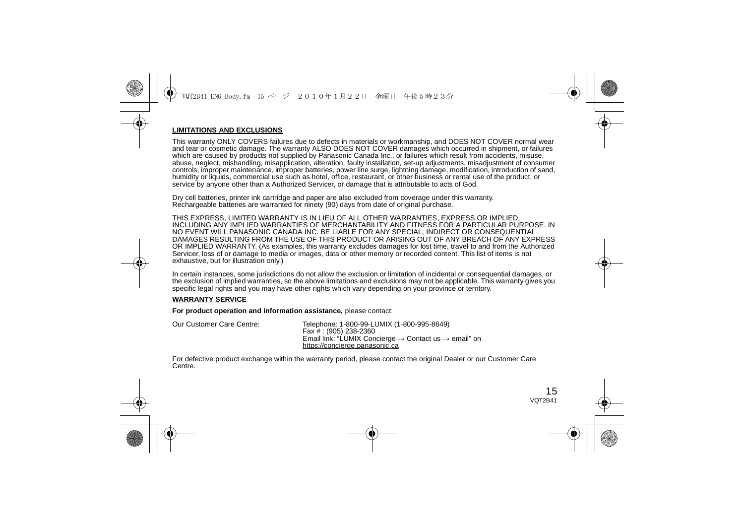**LIMITATIONS AND EXCLUSIONS**

This warranty ONLY COVERS failures due to defects in materials or workmanship, and DOES NOT COVER normal wear and tear or cosmetic damage. The warranty ALSO DOES NOT COVER damages which occurred in shipment, or failures which are caused by products not supplied by Panasonic Canada Inc., or failures which result from accidents, misuse, abuse, neglect, mishandling, misapplication, alteration, faulty installation, set-up adjustments, misadjustment of consumer controls, improper maintenance, improper batteries, power line surge, lightning damage, modification, introduction of sand, humidity or liquids, commercial use such as hotel, office, restaurant, or other business or rental use of the product, or service by anyone other than a Authorized Servicer, or damage that is attributable to acts of God.

Dry cell batteries, printer ink cartridge and paper are also excluded from coverage under this warranty.
Rechargeable batteries are warranted for ninety (90) days from date of original purchase.

THIS EXPRESS, LIMITED WARRANTY IS IN LIEU OF ALL OTHER WARRANTIES, EXPRESS OR IMPLIED, INCLUDING ANY IMPLIED WARRANTIES OF MERCHANTABILITY AND FITNESS FOR A PARTICULAR PURPOSE. IN NO EVENT WILL PANASONIC CANADA INC. BE LIABLE FOR ANY SPECIAL, INDIRECT OR CONSEQUENTIAL DAMAGES RESULTING FROM THE USE OF THIS PRODUCT OR ARISING OUT OF ANY BREACH OF ANY EXPRESS OR IMPLIED WARRANTY. (As examples, this warranty excludes damages for lost time, travel to and from the Authorized Servicer, loss of or damage to media or images, data or other memory or recorded content. This list of items is not exhaustive, but for illustration only.)

In certain instances, some jurisdictions do not allow the exclusion or limitation of incidental or consequential damages, or the exclusion of implied warranties, so the above limitations and exclusions may not be applicable. This warranty gives you specific legal rights and you may have other rights which vary depending on your province or territory.

**WARRANTY SERVICE**

**For product operation and information assistance,** please contact:

Our Customer Care Centre:

Telephone: 1-800-99-LUMIX (1-800-995-8649)
Fax # : (905) 238-2360
Email link: "LUMIX Concierge → Contact us → email" on https://concierge.panasonic.ca

For defective product exchange within the warranty period, please contact the original Dealer or our Customer Care Centre.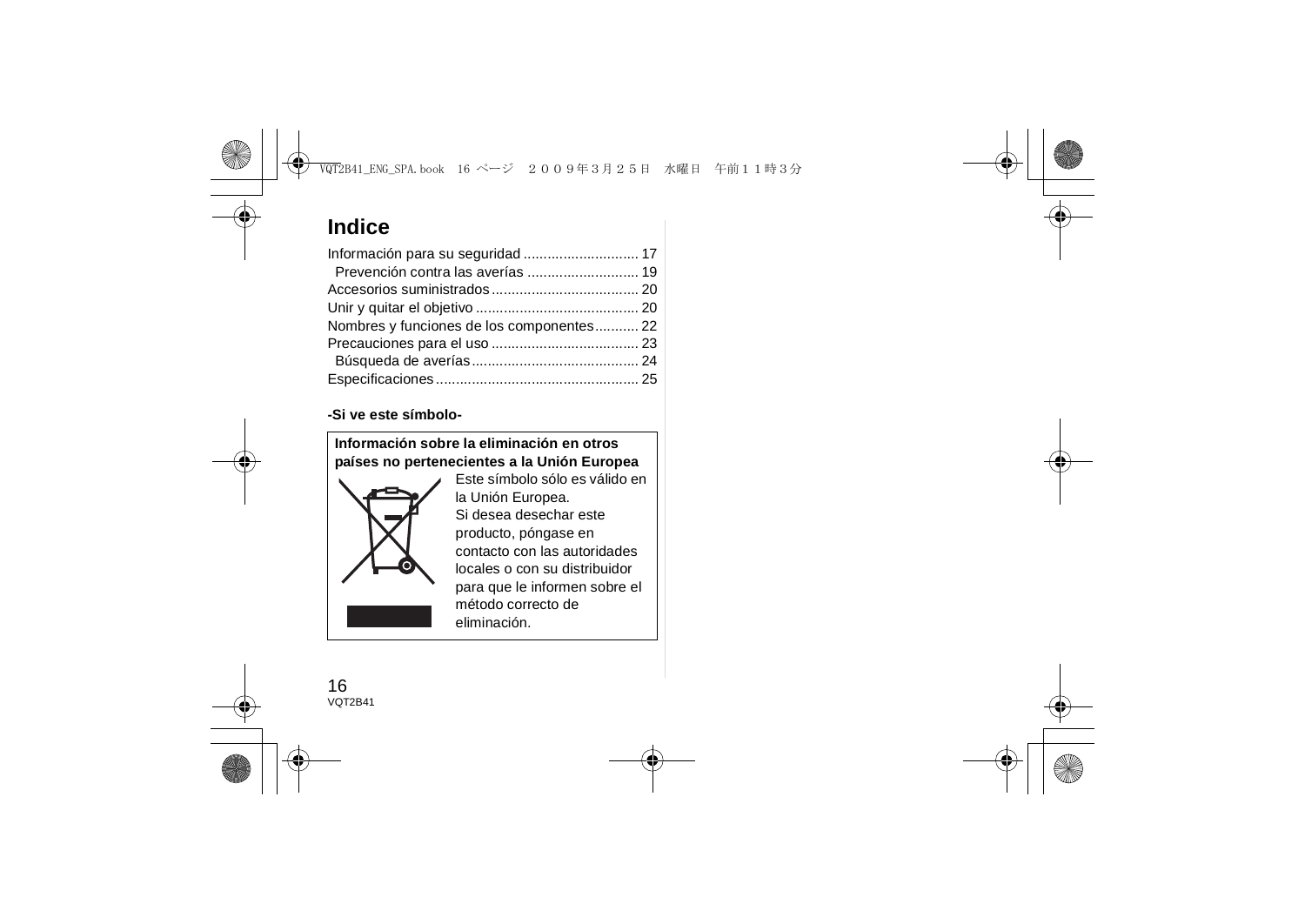# Indice

Información para su seguridad ............................ 17
  Prevención contra las averías ............................ 19
Accesorios suministrados .................................... 20
Unir y quitar el objetivo ........................................ 20
Nombres y funciones de los componentes........... 22
Precauciones para el uso .................................... 23
  Búsqueda de averías......................................... 24
Especificaciones.................................................. 25

**-Si ve este símbolo-**

**Información sobre la eliminación en otros países no pertenecientes a la Unión Europea**

Este símbolo sólo es válido en la Unión Europea.
Si desea desechar este producto, póngase en contacto con las autoridades locales o con su distribuidor para que le informen sobre el método correcto de eliminación.

VQT2B41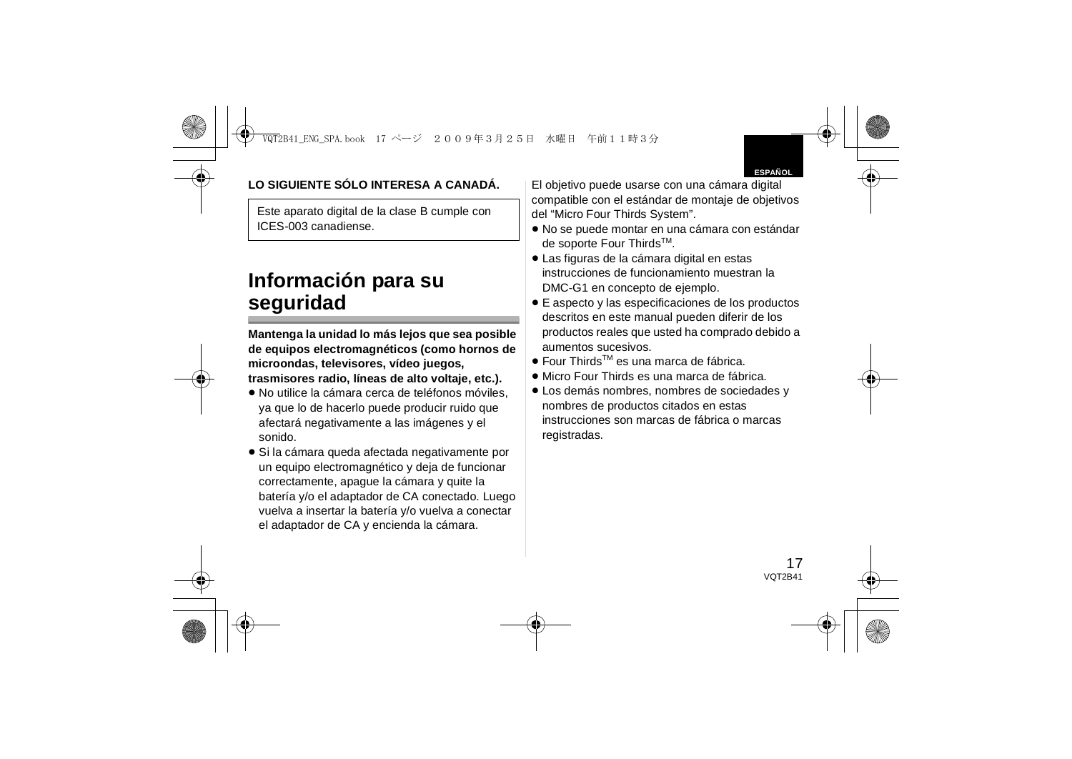**LO SIGUIENTE SÓLO INTERESA A CANADÁ.**

Este aparato digital de la clase B cumple con ICES-003 canadiense.

## Información para su seguridad

**Mantenga la unidad lo más lejos que sea posible de equipos electromagnéticos (como hornos de microondas, televisores, vídeo juegos, trasmisores radio, líneas de alto voltaje, etc.).**

- No utilice la cámara cerca de teléfonos móviles, ya que lo de hacerlo puede producir ruido que afectará negativamente a las imágenes y el sonido.
- Si la cámara queda afectada negativamente por un equipo electromagnético y deja de funcionar correctamente, apague la cámara y quite la batería y/o el adaptador de CA conectado. Luego vuelva a insertar la batería y/o vuelva a conectar el adaptador de CA y encienda la cámara.

El objetivo puede usarse con una cámara digital compatible con el estándar de montaje de objetivos del “Micro Four Thirds System”.

- No se puede montar en una cámara con estándar de soporte Four Thirds™.
- Las figuras de la cámara digital en estas instrucciones de funcionamiento muestran la DMC-G1 en concepto de ejemplo.
- E aspecto y las especificaciones de los productos descritos en este manual pueden diferir de los productos reales que usted ha comprado debido a aumentos sucesivos.
- Four Thirds™ es una marca de fábrica.
- Micro Four Thirds es una marca de fábrica.
- Los demás nombres, nombres de sociedades y nombres de productos citados en estas instrucciones son marcas de fábrica o marcas registradas.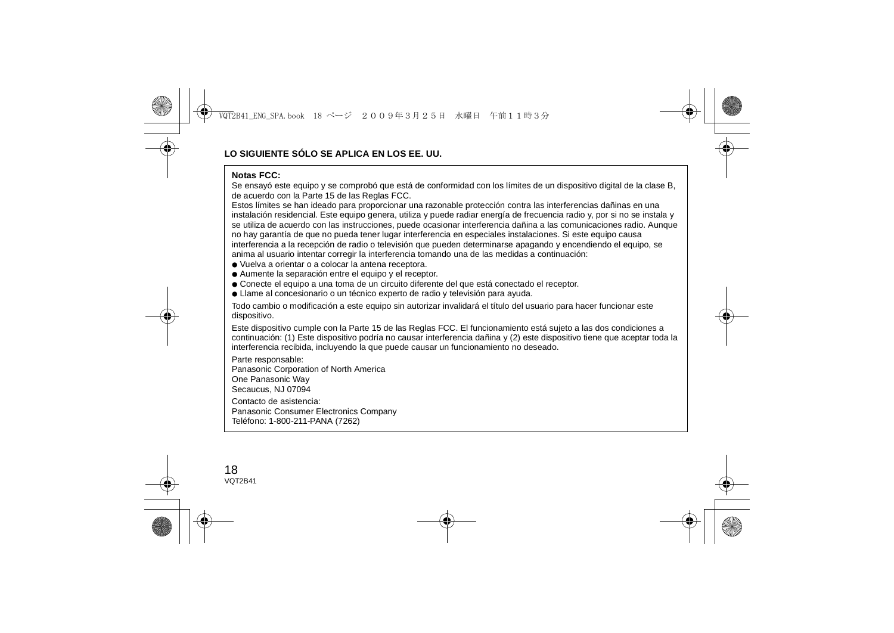**LO SIGUIENTE SÓLO SE APLICA EN LOS EE. UU.**

**Notas FCC:**

Se ensayó este equipo y se comprobó que está de conformidad con los límites de un dispositivo digital de la clase B, de acuerdo con la Parte 15 de las Reglas FCC.
Estos límites se han ideado para proporcionar una razonable protección contra las interferencias dañinas en una instalación residencial. Este equipo genera, utiliza y puede radiar energía de frecuencia radio y, por si no se instala y se utiliza de acuerdo con las instrucciones, puede ocasionar interferencia dañina a las comunicaciones radio. Aunque no hay garantía de que no pueda tener lugar interferencia en especiales instalaciones. Si este equipo causa interferencia a la recepción de radio o televisión que pueden determinarse apagando y encendiendo el equipo, se anima al usuario intentar corregir la interferencia tomando una de las medidas a continuación:

- Vuelva a orientar o a colocar la antena receptora.
- Aumente la separación entre el equipo y el receptor.
- Conecte el equipo a una toma de un circuito diferente del que está conectado el receptor.
- Llame al concesionario o un técnico experto de radio y televisión para ayuda.

Todo cambio o modificación a este equipo sin autorizar invalidará el título del usuario para hacer funcionar este dispositivo.

Este dispositivo cumple con la Parte 15 de las Reglas FCC. El funcionamiento está sujeto a las dos condiciones a continuación: (1) Este dispositivo podría no causar interferencia dañina y (2) este dispositivo tiene que aceptar toda la interferencia recibida, incluyendo la que puede causar un funcionamiento no deseado.

Parte responsable:
Panasonic Corporation of North America
One Panasonic Way
Secaucus, NJ 07094

Contacto de asistencia:
Panasonic Consumer Electronics Company
Teléfono: 1-800-211-PANA (7262)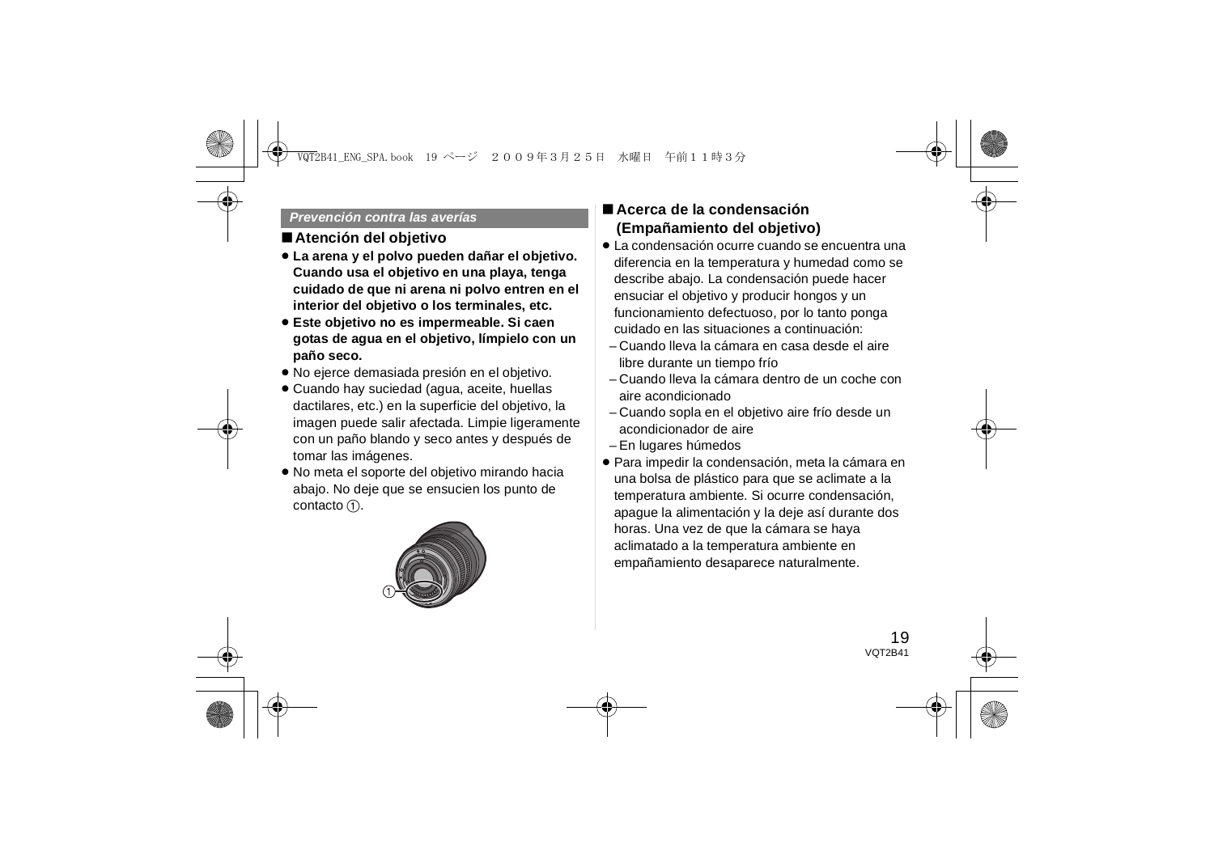*Prevención contra las averías*

## ■ Atención del objetivo

- **La arena y el polvo pueden dañar el objetivo. Cuando usa el objetivo en una playa, tenga cuidado de que ni arena ni polvo entren en el interior del objetivo o los terminales, etc.**
- **Este objetivo no es impermeable. Si caen gotas de agua en el objetivo, límpielo con un paño seco.**
- No ejerce demasiada presión en el objetivo.
- Cuando hay suciedad (agua, aceite, huellas dactilares, etc.) en la superficie del objetivo, la imagen puede salir afectada. Limpie ligeramente con un paño blando y seco antes y después de tomar las imágenes.
- No meta el soporte del objetivo mirando hacia abajo. No deje que se ensucien los punto de contacto ①.

①

## ■ Acerca de la condensación (Empañamiento del objetivo)

- La condensación ocurre cuando se encuentra una diferencia en la temperatura y humedad como se describe abajo. La condensación puede hacer ensuciar el objetivo y producir hongos y un funcionamiento defectuoso, por lo tanto ponga cuidado en las situaciones a continuación:
  - Cuando lleva la cámara en casa desde el aire libre durante un tiempo frío
  - Cuando lleva la cámara dentro de un coche con aire acondicionado
  - Cuando sopla en el objetivo aire frío desde un acondicionador de aire
  - En lugares húmedos
- Para impedir la condensación, meta la cámara en una bolsa de plástico para que se aclimate a la temperatura ambiente. Si ocurre condensación, apague la alimentación y la deje así durante dos horas. Una vez de que la cámara se haya aclimatado a la temperatura ambiente en empañamiento desaparece naturalmente.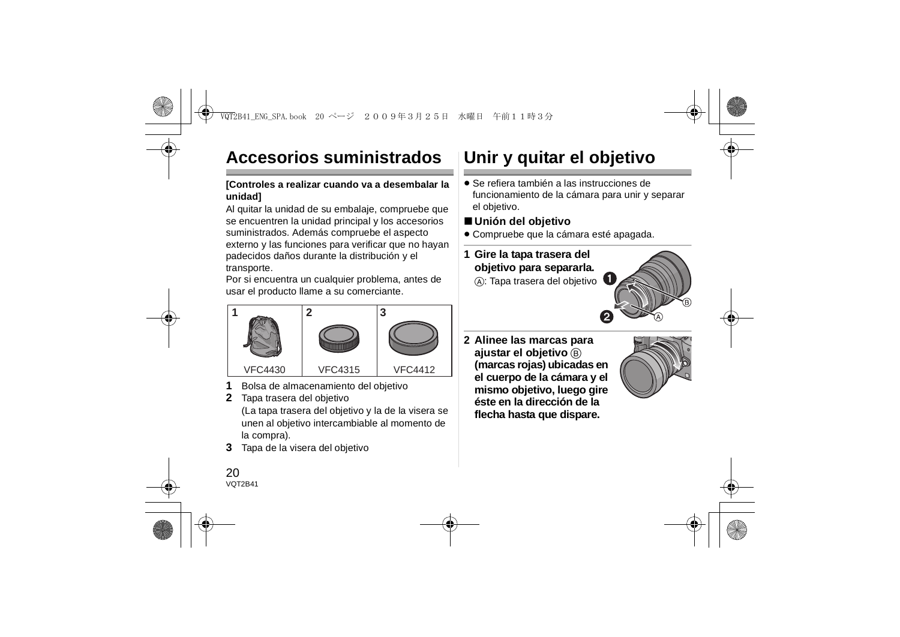# Accesorios suministrados

**[Controles a realizar cuando va a desembalar la unidad]**

Al quitar la unidad de su embalaje, compruebe que se encuentren la unidad principal y los accesorios suministrados. Además compruebe el aspecto externo y las funciones para verificar que no hayan padecidos daños durante la distribución y el transporte.
Por si encuentra un cualquier problema, antes de usar el producto llame a su comerciante.

| 1 | 2 | 3 |
|---|---|---|
| VFC4430 | VFC4315 | VFC4412 |

**1** Bolsa de almacenamiento del objetivo
**2** Tapa trasera del objetivo
(La tapa trasera del objetivo y la de la visera se unen al objetivo intercambiable al momento de la compra).
**3** Tapa de la visera del objetivo

# Unir y quitar el objetivo

- Se refiera también a las instrucciones de funcionamiento de la cámara para unir y separar el objetivo.

## ■ Unión del objetivo

- Compruebe que la cámara esté apagada.

**1 Gire la tapa trasera del objetivo para separarla.**
Ⓐ: Tapa trasera del objetivo

**2 Alinee las marcas para ajustar el objetivo Ⓑ (marcas rojas) ubicadas en el cuerpo de la cámara y el mismo objetivo, luego gire éste en la dirección de la flecha hasta que dispare.**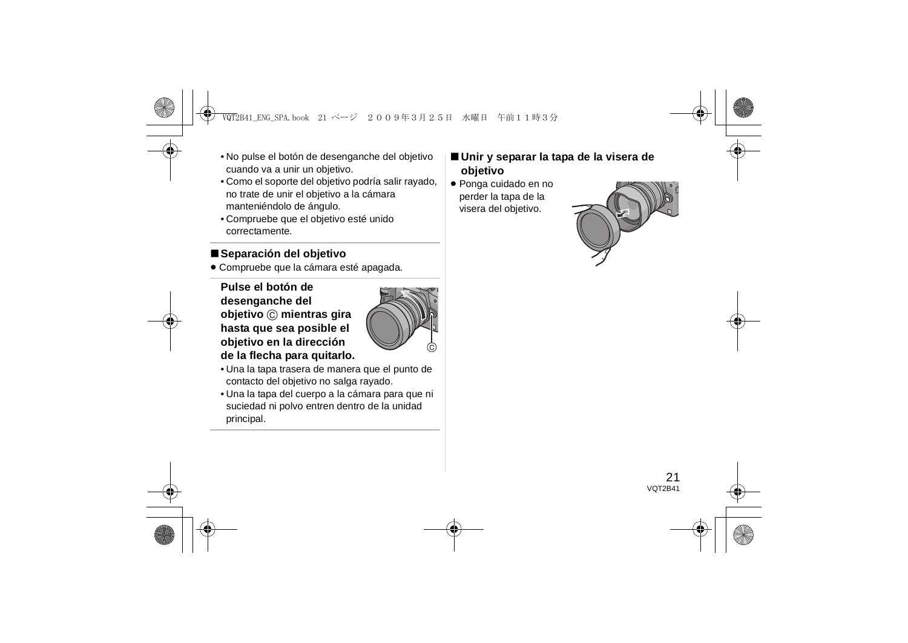- No pulse el botón de desenganche del objetivo cuando va a unir un objetivo.
- Como el soporte del objetivo podría salir rayado, no trate de unir el objetivo a la cámara manteniéndolo de ángulo.
- Compruebe que el objetivo esté unido correctamente.

## ■ Separación del objetivo

● Compruebe que la cámara esté apagada.

**Pulse el botón de desenganche del objetivo Ⓒ mientras gira hasta que sea posible el objetivo en la dirección de la flecha para quitarlo.**

- Una la tapa trasera de manera que el punto de contacto del objetivo no salga rayado.
- Una la tapa del cuerpo a la cámara para que ni suciedad ni polvo entren dentro de la unidad principal.

## ■ Unir y separar la tapa de la visera de objetivo

● Ponga cuidado en no perder la tapa de la visera del objetivo.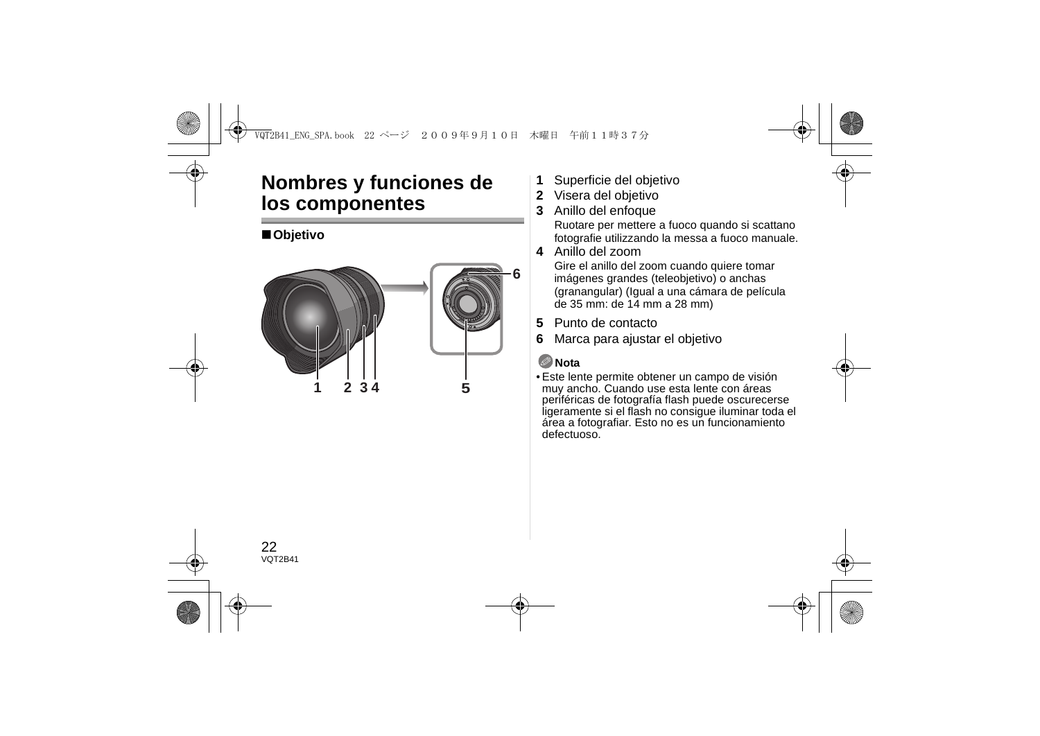# Nombres y funciones de los componentes

## ■ Objetivo

1 Superficie del objetivo
2 Visera del objetivo
3 Anillo del enfoque
   Ruotare per mettere a fuoco quando si scattano fotografie utilizzando la messa a fuoco manuale.
4 Anillo del zoom
   Gire el anillo del zoom cuando quiere tomar imágenes grandes (teleobjetivo) o anchas (granangular) (Igual a una cámara de película de 35 mm: de 14 mm a 28 mm)
5 Punto de contacto
6 Marca para ajustar el objetivo

**Nota**

• Este lente permite obtener un campo de visión muy ancho. Cuando use esta lente con áreas periféricas de fotografía flash puede oscurecerse ligeramente si el flash no consigue iluminar toda el área a fotografiar. Esto no es un funcionamiento defectuoso.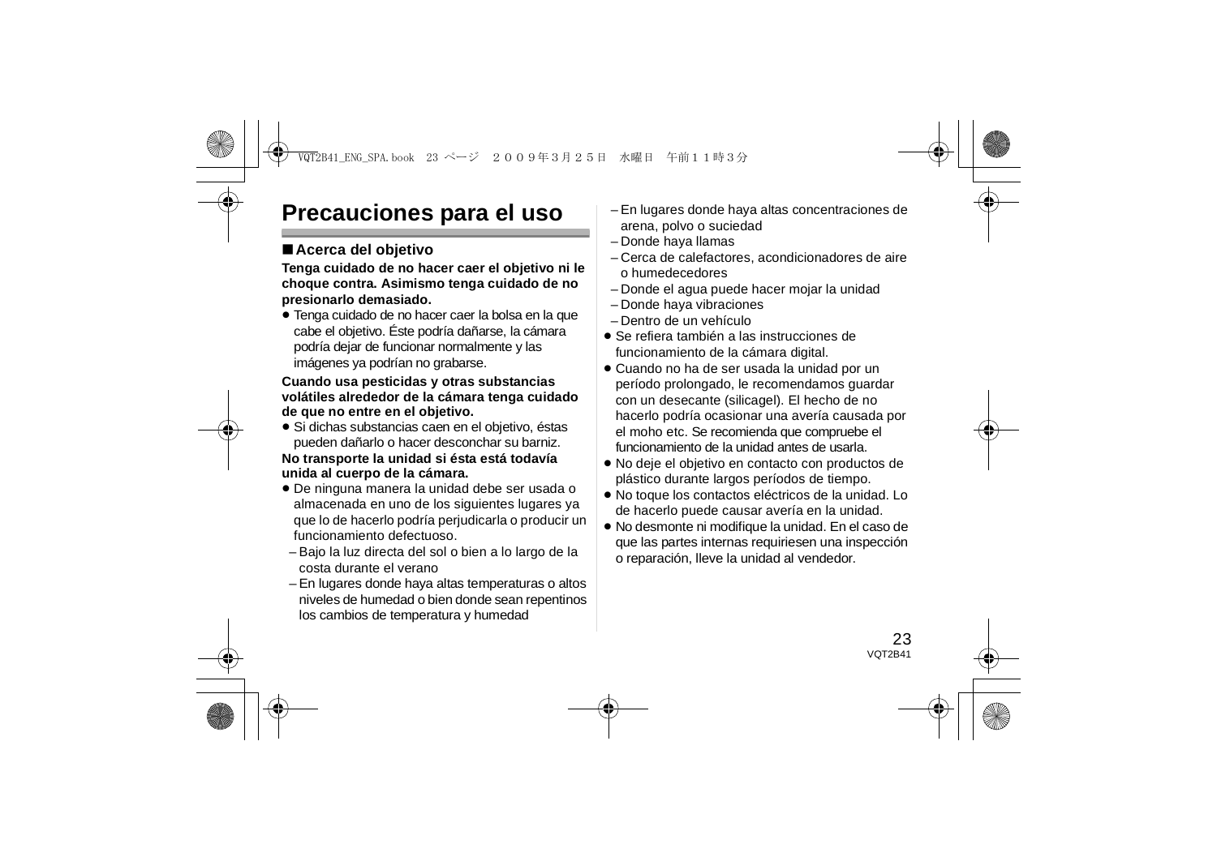# Precauciones para el uso

## ■ Acerca del objetivo

**Tenga cuidado de no hacer caer el objetivo ni le choque contra. Asimismo tenga cuidado de no presionarlo demasiado.**

- Tenga cuidado de no hacer caer la bolsa en la que cabe el objetivo. Éste podría dañarse, la cámara podría dejar de funcionar normalmente y las imágenes ya podrían no grabarse.

**Cuando usa pesticidas y otras substancias volátiles alrededor de la cámara tenga cuidado de que no entre en el objetivo.**

- Si dichas substancias caen en el objetivo, éstas pueden dañarlo o hacer desconchar su barniz.

**No transporte la unidad si ésta está todavía unida al cuerpo de la cámara.**

- De ninguna manera la unidad debe ser usada o almacenada en uno de los siguientes lugares ya que lo de hacerlo podría perjudicarla o producir un funcionamiento defectuoso.
  - Bajo la luz directa del sol o bien a lo largo de la costa durante el verano
  - En lugares donde haya altas temperaturas o altos niveles de humedad o bien donde sean repentinos los cambios de temperatura y humedad
  - En lugares donde haya altas concentraciones de arena, polvo o suciedad
  - Donde haya llamas
  - Cerca de calefactores, acondicionadores de aire o humedecedores
  - Donde el agua puede hacer mojar la unidad
  - Donde haya vibraciones
  - Dentro de un vehículo
- Se refiera también a las instrucciones de funcionamiento de la cámara digital.
- Cuando no ha de ser usada la unidad por un período prolongado, le recomendamos guardar con un desecante (silicagel). El hecho de no hacerlo podría ocasionar una avería causada por el moho etc. Se recomienda que compruebe el funcionamiento de la unidad antes de usarla.
- No deje el objetivo en contacto con productos de plástico durante largos períodos de tiempo.
- No toque los contactos eléctricos de la unidad. Lo de hacerlo puede causar avería en la unidad.
- No desmonte ni modifique la unidad. En el caso de que las partes internas requiriesen una inspección o reparación, lleve la unidad al vendedor.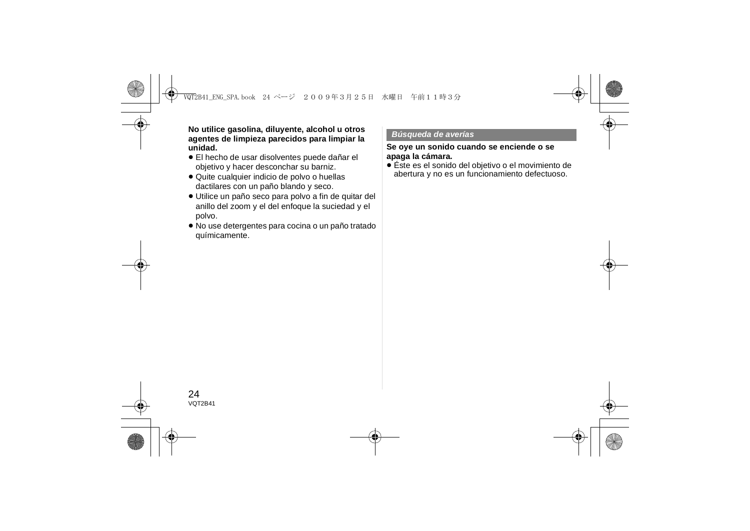**No utilice gasolina, diluyente, alcohol u otros agentes de limpieza parecidos para limpiar la unidad.**

- El hecho de usar disolventes puede dañar el objetivo y hacer desconchar su barniz.
- Quite cualquier indicio de polvo o huellas dactilares con un paño blando y seco.
- Utilice un paño seco para polvo a fin de quitar del anillo del zoom y el del enfoque la suciedad y el polvo.
- No use detergentes para cocina o un paño tratado químicamente.

## *Búsqueda de averías*

**Se oye un sonido cuando se enciende o se apaga la cámara.**

- Éste es el sonido del objetivo o el movimiento de abertura y no es un funcionamiento defectuoso.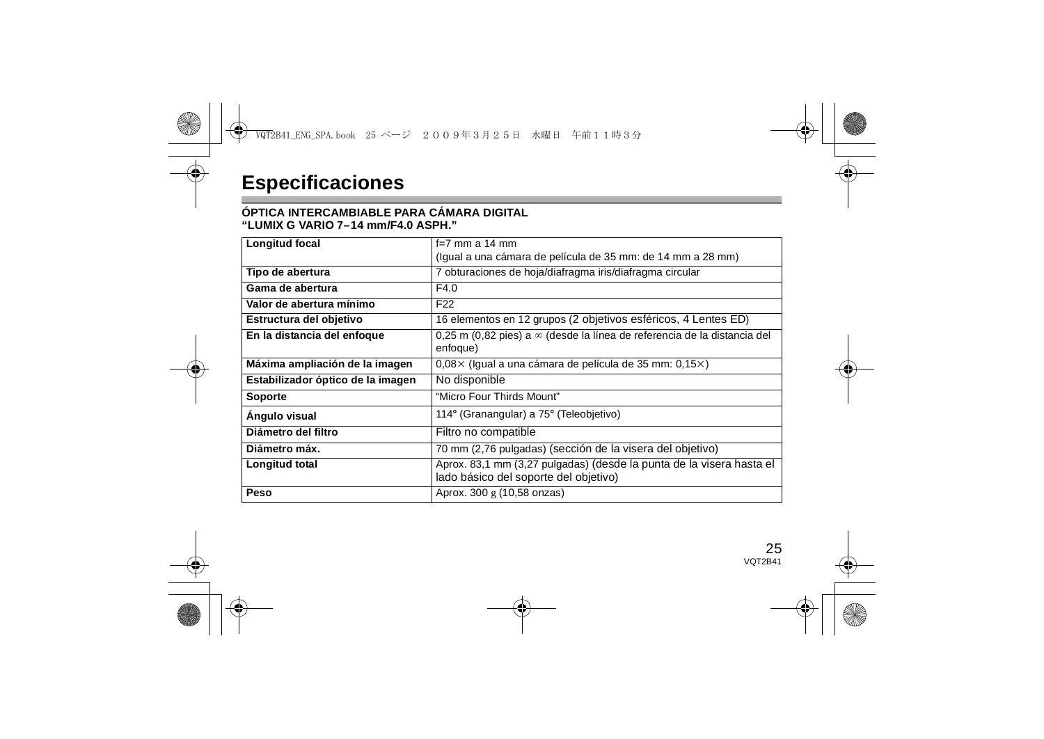# Especificaciones

**ÓPTICA INTERCAMBIABLE PARA CÁMARA DIGITAL**
**"LUMIX G VARIO 7–14 mm/F4.0 ASPH."**

| | |
|---|---|
| **Longitud focal** | f=7 mm a 14 mm<br>(Igual a una cámara de película de 35 mm: de 14 mm a 28 mm) |
| **Tipo de abertura** | 7 obturaciones de hoja/diafragma iris/diafragma circular |
| **Gama de abertura** | F4.0 |
| **Valor de abertura mínimo** | F22 |
| **Estructura del objetivo** | 16 elementos en 12 grupos (2 objetivos esféricos, 4 Lentes ED) |
| **En la distancia del enfoque** | 0,25 m (0,82 pies) a ∞ (desde la línea de referencia de la distancia del enfoque) |
| **Máxima ampliación de la imagen** | 0,08× (Igual a una cámara de película de 35 mm: 0,15×) |
| **Estabilizador óptico de la imagen** | No disponible |
| **Soporte** | "Micro Four Thirds Mount" |
| **Ángulo visual** | 114° (Granangular) a 75° (Teleobjetivo) |
| **Diámetro del filtro** | Filtro no compatible |
| **Diámetro máx.** | 70 mm (2,76 pulgadas) (sección de la visera del objetivo) |
| **Longitud total** | Aprox. 83,1 mm (3,27 pulgadas) (desde la punta de la visera hasta el lado básico del soporte del objetivo) |
| **Peso** | Aprox. 300 g (10,58 onzas) |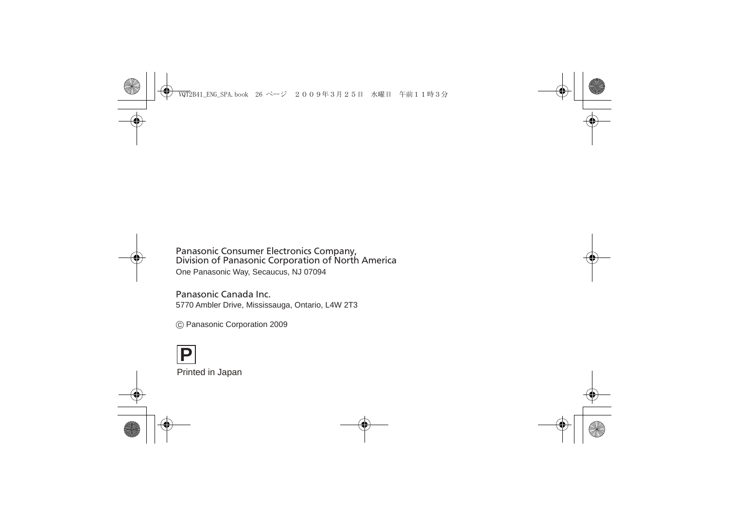Panasonic Consumer Electronics Company,
Division of Panasonic Corporation of North America

One Panasonic Way, Secaucus, NJ 07094

Panasonic Canada Inc.

5770 Ambler Drive, Mississauga, Ontario, L4W 2T3

© Panasonic Corporation 2009

P

Printed in Japan